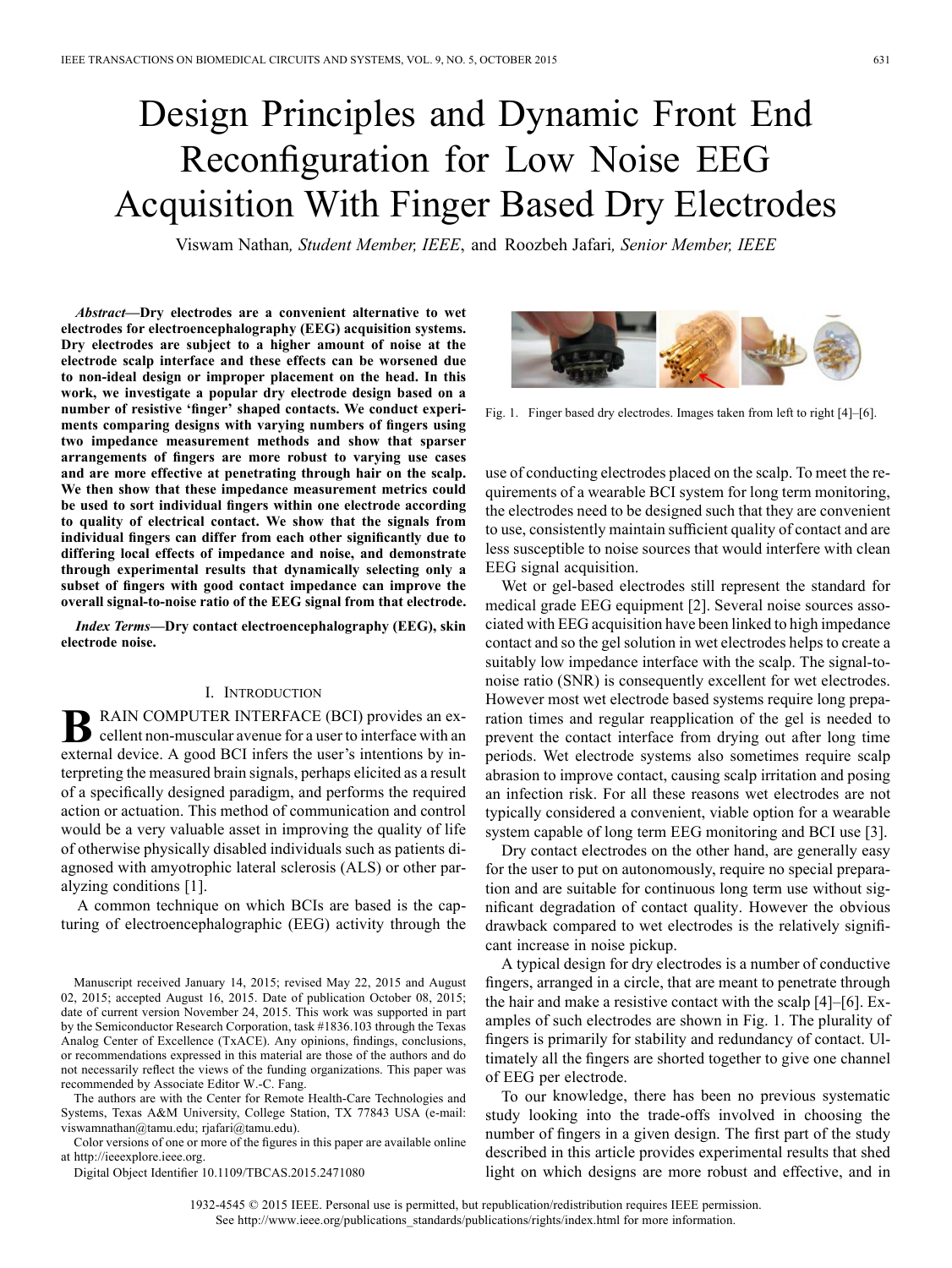# Design Principles and Dynamic Front End Reconfiguration for Low Noise EEG Acquisition With Finger Based Dry Electrodes

Viswam Nathan, *Student Member, IEEE*, and Roozbeh Jafari, *Senior Member, IEEE*

***Abstract*—Dry electrodes are a convenient alternative to wet electrodes for electroencephalography (EEG) acquisition systems. Dry electrodes are subject to a higher amount of noise at the electrode scalp interface and these effects can be worsened due to non-ideal design or improper placement on the head. In this work, we investigate a popular dry electrode design based on a number of resistive 'finger' shaped contacts. We conduct experiments comparing designs with varying numbers of fingers using two impedance measurement methods and show that sparser arrangements of fingers are more robust to varying use cases and are more effective at penetrating through hair on the scalp. We then show that these impedance measurement metrics could be used to sort individual fingers within one electrode according to quality of electrical contact. We show that the signals from individual fingers can differ from each other significantly due to differing local effects of impedance and noise, and demonstrate through experimental results that dynamically selecting only a subset of fingers with good contact impedance can improve the overall signal-to-noise ratio of the EEG signal from that electrode.**

***Index Terms*—Dry contact electroencephalography (EEG), skin electrode noise.**

## I. Introduction

BRAIN COMPUTER INTERFACE (BCI) provides an excellent non-muscular avenue for a user to interface with an external device. A good BCI infers the user's intentions by interpreting the measured brain signals, perhaps elicited as a result of a specifically designed paradigm, and performs the required action or actuation. This method of communication and control would be a very valuable asset in improving the quality of life of otherwise physically disabled individuals such as patients diagnosed with amyotrophic lateral sclerosis (ALS) or other paralyzing conditions [1].

A common technique on which BCIs are based is the capturing of electroencephalographic (EEG) activity through the use of conducting electrodes placed on the scalp. To meet the requirements of a wearable BCI system for long term monitoring, the electrodes need to be designed such that they are convenient to use, consistently maintain sufficient quality of contact and are less susceptible to noise sources that would interfere with clean EEG signal acquisition.

Wet or gel-based electrodes still represent the standard for medical grade EEG equipment [2]. Several noise sources associated with EEG acquisition have been linked to high impedance contact and so the gel solution in wet electrodes helps to create a suitably low impedance interface with the scalp. The signal-to-noise ratio (SNR) is consequently excellent for wet electrodes. However most wet electrode based systems require long preparation times and regular reapplication of the gel is needed to prevent the contact interface from drying out after long time periods. Wet electrode systems also sometimes require scalp abrasion to improve contact, causing scalp irritation and posing an infection risk. For all these reasons wet electrodes are not typically considered a convenient, viable option for a wearable system capable of long term EEG monitoring and BCI use [3].

Dry contact electrodes on the other hand, are generally easy for the user to put on autonomously, require no special preparation and are suitable for continuous long term use without significant degradation of contact quality. However the obvious drawback compared to wet electrodes is the relatively significant increase in noise pickup.

A typical design for dry electrodes is a number of conductive fingers, arranged in a circle, that are meant to penetrate through the hair and make a resistive contact with the scalp [4]–[6]. Examples of such electrodes are shown in Fig. 1. The plurality of fingers is primarily for stability and redundancy of contact. Ultimately all the fingers are shorted together to give one channel of EEG per electrode.

To our knowledge, there has been no previous systematic study looking into the trade-offs involved in choosing the number of fingers in a given design. The first part of the study described in this article provides experimental results that shed light on which designs are more robust and effective, and in

Fig. 1. Finger based dry electrodes. Images taken from left to right [4]–[6].

Manuscript received January 14, 2015; revised May 22, 2015 and August 02, 2015; accepted August 16, 2015. Date of publication October 08, 2015; date of current version November 24, 2015. This work was supported in part by the Semiconductor Research Corporation, task #1836.103 through the Texas Analog Center of Excellence (TxACE). Any opinions, findings, conclusions, or recommendations expressed in this material are those of the authors and do not necessarily reflect the views of the funding organizations. This paper was recommended by Associate Editor W.-C. Fang.

The authors are with the Center for Remote Health-Care Technologies and Systems, Texas A&M University, College Station, TX 77843 USA (e-mail: viswamnathan@tamu.edu; rjafari@tamu.edu).

Color versions of one or more of the figures in this paper are available online at http://ieeexplore.ieee.org.

Digital Object Identifier 10.1109/TBCAS.2015.2471080

1932-4545 © 2015 IEEE. Personal use is permitted, but republication/redistribution requires IEEE permission. See http://www.ieee.org/publications_standards/publications/rights/index.html for more information.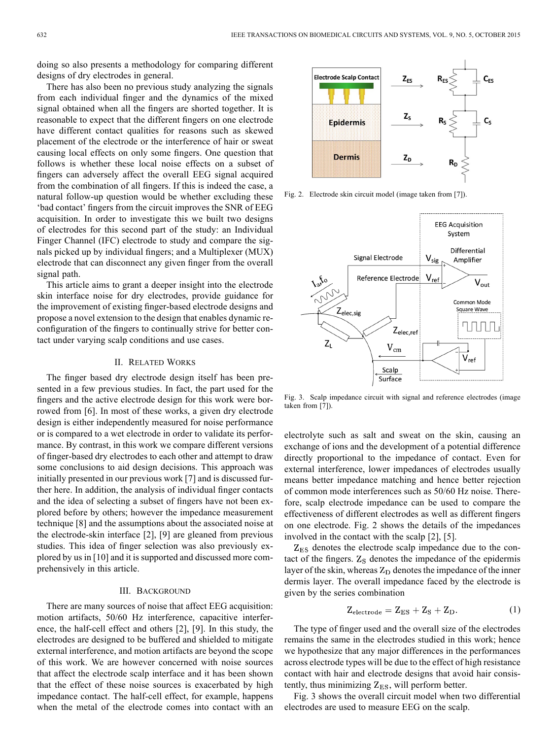doing so also presents a methodology for comparing different designs of dry electrodes in general.

There has also been no previous study analyzing the signals from each individual finger and the dynamics of the mixed signal obtained when all the fingers are shorted together. It is reasonable to expect that the different fingers on one electrode have different contact qualities for reasons such as skewed placement of the electrode or the interference of hair or sweat causing local effects on only some fingers. One question that follows is whether these local noise effects on a subset of fingers can adversely affect the overall EEG signal acquired from the combination of all fingers. If this is indeed the case, a natural follow-up question would be whether excluding these 'bad contact' fingers from the circuit improves the SNR of EEG acquisition. In order to investigate this we built two designs of electrodes for this second part of the study: an Individual Finger Channel (IFC) electrode to study and compare the signals picked up by individual fingers; and a Multiplexer (MUX) electrode that can disconnect any given finger from the overall signal path.

This article aims to grant a deeper insight into the electrode skin interface noise for dry electrodes, provide guidance for the improvement of existing finger-based electrode designs and propose a novel extension to the design that enables dynamic reconfiguration of the fingers to continually strive for better contact under varying scalp conditions and use cases.

## II. Related Works

The finger based dry electrode design itself has been presented in a few previous studies. In fact, the part used for the fingers and the active electrode design for this work were borrowed from [6]. In most of these works, a given dry electrode design is either independently measured for noise performance or is compared to a wet electrode in order to validate its performance. By contrast, in this work we compare different versions of finger-based dry electrodes to each other and attempt to draw some conclusions to aid design decisions. This approach was initially presented in our previous work [7] and is discussed further here. In addition, the analysis of individual finger contacts and the idea of selecting a subset of fingers have not been explored before by others; however the impedance measurement technique [8] and the assumptions about the associated noise at the electrode-skin interface [2], [9] are gleaned from previous studies. This idea of finger selection was also previously explored by us in [10] and it is supported and discussed more comprehensively in this article.

## III. Background

There are many sources of noise that affect EEG acquisition: motion artifacts, 50/60 Hz interference, capacitive interference, the half-cell effect and others [2], [9]. In this study, the electrodes are designed to be buffered and shielded to mitigate external interference, and motion artifacts are beyond the scope of this work. We are however concerned with noise sources that affect the electrode scalp interface and it has been shown that the effect of these noise sources is exacerbated by high impedance contact. The half-cell effect, for example, happens when the metal of the electrode comes into contact with an electrolyte such as salt and sweat on the skin, causing an exchange of ions and the development of a potential difference directly proportional to the impedance of contact. Even for external interference, lower impedances of electrodes usually means better impedance matching and hence better rejection of common mode interferences such as 50/60 Hz noise. Therefore, scalp electrode impedance can be used to compare the effectiveness of different electrodes as well as different fingers on one electrode. Fig. 2 shows the details of the impedances involved in the contact with the scalp [2], [5].

Fig. 2. Electrode skin circuit model (image taken from [7]).

Fig. 3. Scalp impedance circuit with signal and reference electrodes (image taken from [7]).

$Z_{ES}$ denotes the electrode scalp impedance due to the contact of the fingers. $Z_S$ denotes the impedance of the epidermis layer of the skin, whereas $Z_D$ denotes the impedance of the inner dermis layer. The overall impedance faced by the electrode is given by the series combination

$$Z_{\text{electrode}} = Z_{ES} + Z_S + Z_D. \tag{1}$$

The type of finger used and the overall size of the electrodes remains the same in the electrodes studied in this work; hence we hypothesize that any major differences in the performances across electrode types will be due to the effect of high resistance contact with hair and electrode designs that avoid hair consistently, thus minimizing $Z_{ES}$, will perform better.

Fig. 3 shows the overall circuit model when two differential electrodes are used to measure EEG on the scalp.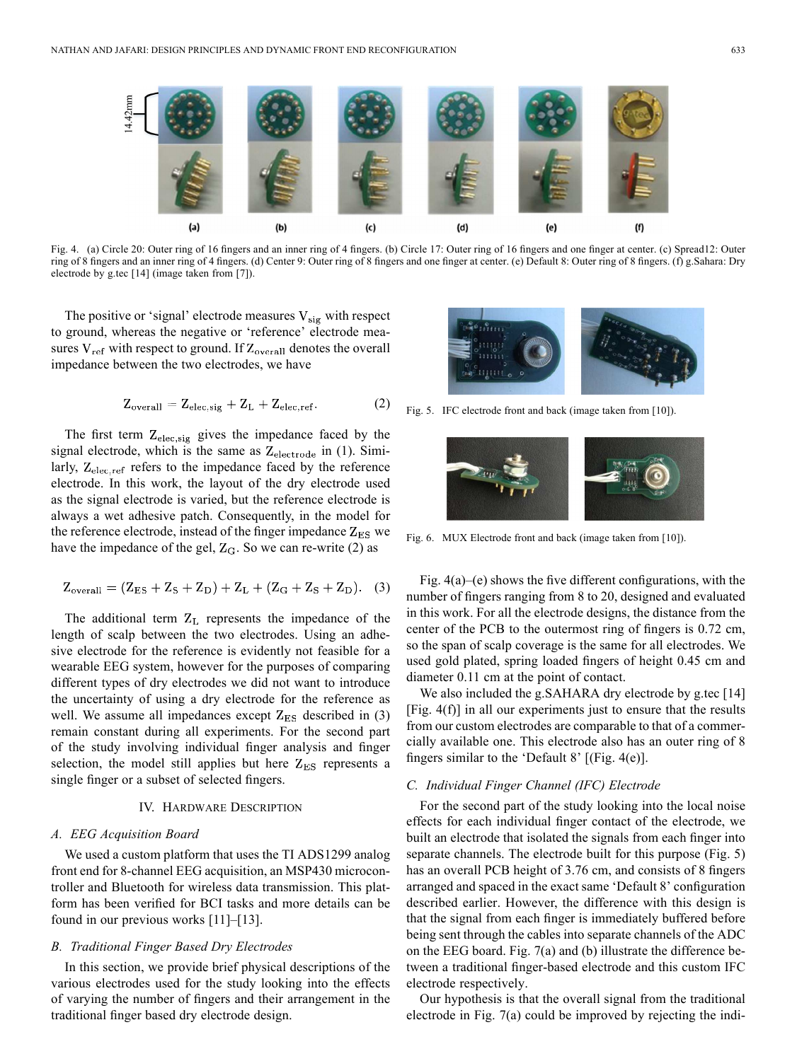Fig. 4. (a) Circle 20: Outer ring of 16 fingers and an inner ring of 4 fingers. (b) Circle 17: Outer ring of 16 fingers and one finger at center. (c) Spread12: Outer ring of 8 fingers and an inner ring of 4 fingers. (d) Center 9: Outer ring of 8 fingers and one finger at center. (e) Default 8: Outer ring of 8 fingers. (f) g.Sahara: Dry electrode by g.tec [14] (image taken from [7]).

The positive or 'signal' electrode measures $V_{sig}$ with respect to ground, whereas the negative or 'reference' electrode measures $V_{ref}$ with respect to ground. If $Z_{overall}$ denotes the overall impedance between the two electrodes, we have

$$Z_{overall} = Z_{elec,sig} + Z_L + Z_{elec,ref}. \tag{2}$$

The first term $Z_{elec,sig}$ gives the impedance faced by the signal electrode, which is the same as $Z_{electrode}$ in (1). Similarly, $Z_{elec,ref}$ refers to the impedance faced by the reference electrode. In this work, the layout of the dry electrode used as the signal electrode is varied, but the reference electrode is always a wet adhesive patch. Consequently, in the model for the reference electrode, instead of the finger impedance $Z_{ES}$ we have the impedance of the gel, $Z_G$. So we can re-write (2) as

$$Z_{overall} = (Z_{ES} + Z_S + Z_D) + Z_L + (Z_G + Z_S + Z_D). \tag{3}$$

The additional term $Z_L$ represents the impedance of the length of scalp between the two electrodes. Using an adhesive electrode for the reference is evidently not feasible for a wearable EEG system, however for the purposes of comparing different types of dry electrodes we did not want to introduce the uncertainty of using a dry electrode for the reference as well. We assume all impedances except $Z_{ES}$ described in (3) remain constant during all experiments. For the second part of the study involving individual finger analysis and finger selection, the model still applies but here $Z_{ES}$ represents a single finger or a subset of selected fingers.

## IV. Hardware Description

### A. EEG Acquisition Board

We used a custom platform that uses the TI ADS1299 analog front end for 8-channel EEG acquisition, an MSP430 microcontroller and Bluetooth for wireless data transmission. This platform has been verified for BCI tasks and more details can be found in our previous works [11]–[13].

### B. Traditional Finger Based Dry Electrodes

In this section, we provide brief physical descriptions of the various electrodes used for the study looking into the effects of varying the number of fingers and their arrangement in the traditional finger based dry electrode design.

Fig. 5. IFC electrode front and back (image taken from [10]).

Fig. 6. MUX Electrode front and back (image taken from [10]).

Fig. 4(a)–(e) shows the five different configurations, with the number of fingers ranging from 8 to 20, designed and evaluated in this work. For all the electrode designs, the distance from the center of the PCB to the outermost ring of fingers is 0.72 cm, so the span of scalp coverage is the same for all electrodes. We used gold plated, spring loaded fingers of height 0.45 cm and diameter 0.11 cm at the point of contact.

We also included the g.SAHARA dry electrode by g.tec [14] [Fig. 4(f)] in all our experiments just to ensure that the results from our custom electrodes are comparable to that of a commercially available one. This electrode also has an outer ring of 8 fingers similar to the 'Default 8' [(Fig. 4(e)].

### C. Individual Finger Channel (IFC) Electrode

For the second part of the study looking into the local noise effects for each individual finger contact of the electrode, we built an electrode that isolated the signals from each finger into separate channels. The electrode built for this purpose (Fig. 5) has an overall PCB height of 3.76 cm, and consists of 8 fingers arranged and spaced in the exact same 'Default 8' configuration described earlier. However, the difference with this design is that the signal from each finger is immediately buffered before being sent through the cables into separate channels of the ADC on the EEG board. Fig. 7(a) and (b) illustrate the difference between a traditional finger-based electrode and this custom IFC electrode respectively.

Our hypothesis is that the overall signal from the traditional electrode in Fig. 7(a) could be improved by rejecting the indi-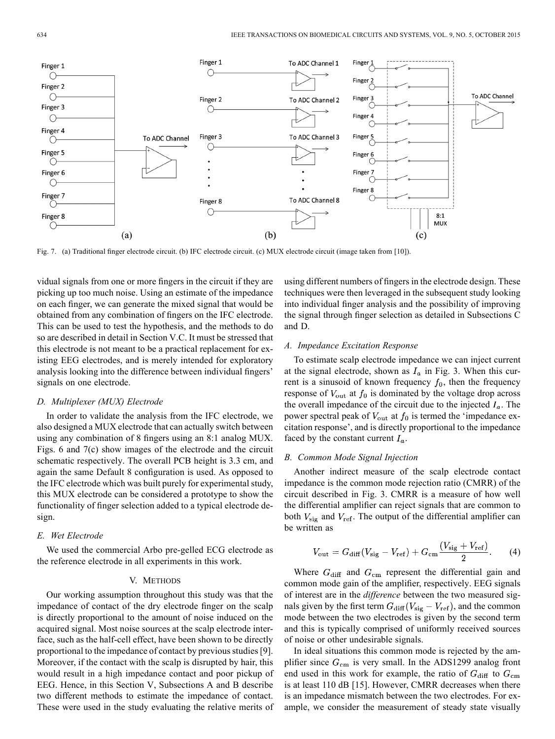Fig. 7. (a) Traditional finger electrode circuit. (b) IFC electrode circuit. (c) MUX electrode circuit (image taken from [10]).

vidual signals from one or more fingers in the circuit if they are picking up too much noise. Using an estimate of the impedance on each finger, we can generate the mixed signal that would be obtained from any combination of fingers on the IFC electrode. This can be used to test the hypothesis, and the methods to do so are described in detail in Section V.C. It must be stressed that this electrode is not meant to be a practical replacement for existing EEG electrodes, and is merely intended for exploratory analysis looking into the difference between individual fingers' signals on one electrode.

### D. Multiplexer (MUX) Electrode

In order to validate the analysis from the IFC electrode, we also designed a MUX electrode that can actually switch between using any combination of 8 fingers using an 8:1 analog MUX. Figs. 6 and 7(c) show images of the electrode and the circuit schematic respectively. The overall PCB height is 3.3 cm, and again the same Default 8 configuration is used. As opposed to the IFC electrode which was built purely for experimental study, this MUX electrode can be considered a prototype to show the functionality of finger selection added to a typical electrode design.

### E. Wet Electrode

We used the commercial Arbo pre-gelled ECG electrode as the reference electrode in all experiments in this work.

## V. Methods

Our working assumption throughout this study was that the impedance of contact of the dry electrode finger on the scalp is directly proportional to the amount of noise induced on the acquired signal. Most noise sources at the scalp electrode interface, such as the half-cell effect, have been shown to be directly proportional to the impedance of contact by previous studies [9]. Moreover, if the contact with the scalp is disrupted by hair, this would result in a high impedance contact and poor pickup of EEG. Hence, in this Section V, Subsections A and B describe two different methods to estimate the impedance of contact. These were used in the study evaluating the relative merits of using different numbers of fingers in the electrode design. These techniques were then leveraged in the subsequent study looking into individual finger analysis and the possibility of improving the signal through finger selection as detailed in Subsections C and D.

### A. Impedance Excitation Response

To estimate scalp electrode impedance we can inject current at the signal electrode, shown as $I_a$ in Fig. 3. When this current is a sinusoid of known frequency $f_0$, then the frequency response of $V_{\text{out}}$ at $f_0$ is dominated by the voltage drop across the overall impedance of the circuit due to the injected $I_a$. The power spectral peak of $V_{\text{out}}$ at $f_0$ is termed the 'impedance excitation response', and is directly proportional to the impedance faced by the constant current $I_a$.

### B. Common Mode Signal Injection

Another indirect measure of the scalp electrode contact impedance is the common mode rejection ratio (CMRR) of the circuit described in Fig. 3. CMRR is a measure of how well the differential amplifier can reject signals that are common to both $V_{\text{sig}}$ and $V_{\text{ref}}$. The output of the differential amplifier can be written as

$$V_{\text{out}} = G_{\text{diff}}(V_{\text{sig}} - V_{\text{ref}}) + G_{\text{cm}}\frac{(V_{\text{sig}} + V_{\text{ref}})}{2}. \qquad (4)$$

Where $G_{\text{diff}}$ and $G_{\text{cm}}$ represent the differential gain and common mode gain of the amplifier, respectively. EEG signals of interest are in the *difference* between the two measured signals given by the first term $G_{\text{diff}}(V_{\text{sig}} - V_{\text{ref}})$, and the common mode between the two electrodes is given by the second term and this is typically comprised of uniformly received sources of noise or other undesirable signals.

In ideal situations this common mode is rejected by the amplifier since $G_{\text{cm}}$ is very small. In the ADS1299 analog front end used in this work for example, the ratio of $G_{\text{diff}}$ to $G_{\text{cm}}$ is at least 110 dB [15]. However, CMRR decreases when there is an impedance mismatch between the two electrodes. For example, we consider the measurement of steady state visually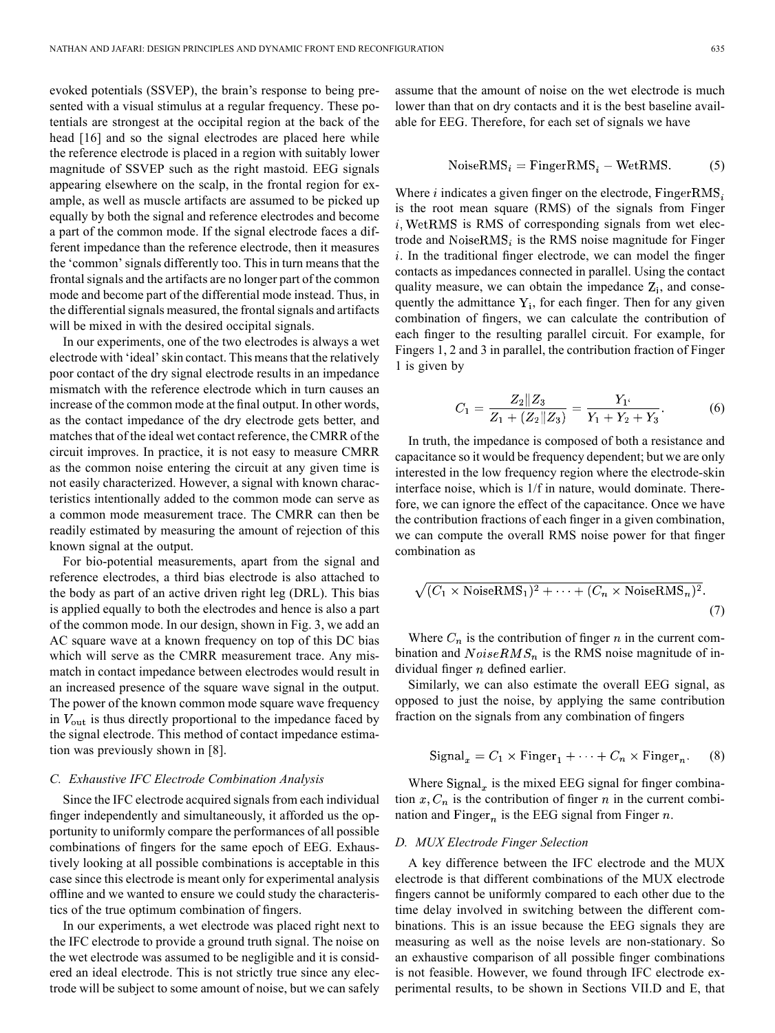evoked potentials (SSVEP), the brain's response to being presented with a visual stimulus at a regular frequency. These potentials are strongest at the occipital region at the back of the head [16] and so the signal electrodes are placed here while the reference electrode is placed in a region with suitably lower magnitude of SSVEP such as the right mastoid. EEG signals appearing elsewhere on the scalp, in the frontal region for example, as well as muscle artifacts are assumed to be picked up equally by both the signal and reference electrodes and become a part of the common mode. If the signal electrode faces a different impedance than the reference electrode, then it measures the 'common' signals differently too. This in turn means that the frontal signals and the artifacts are no longer part of the common mode and become part of the differential mode instead. Thus, in the differential signals measured, the frontal signals and artifacts will be mixed in with the desired occipital signals.

In our experiments, one of the two electrodes is always a wet electrode with 'ideal' skin contact. This means that the relatively poor contact of the dry signal electrode results in an impedance mismatch with the reference electrode which in turn causes an increase of the common mode at the final output. In other words, as the contact impedance of the dry electrode gets better, and matches that of the ideal wet contact reference, the CMRR of the circuit improves. In practice, it is not easy to measure CMRR as the common noise entering the circuit at any given time is not easily characterized. However, a signal with known characteristics intentionally added to the common mode can serve as a common mode measurement trace. The CMRR can then be readily estimated by measuring the amount of rejection of this known signal at the output.

For bio-potential measurements, apart from the signal and reference electrodes, a third bias electrode is also attached to the body as part of an active driven right leg (DRL). This bias is applied equally to both the electrodes and hence is also a part of the common mode. In our design, shown in Fig. 3, we add an AC square wave at a known frequency on top of this DC bias which will serve as the CMRR measurement trace. Any mismatch in contact impedance between electrodes would result in an increased presence of the square wave signal in the output. The power of the known common mode square wave frequency in $V_{\text{out}}$ is thus directly proportional to the impedance faced by the signal electrode. This method of contact impedance estimation was previously shown in [8].

### C. Exhaustive IFC Electrode Combination Analysis

Since the IFC electrode acquired signals from each individual finger independently and simultaneously, it afforded us the opportunity to uniformly compare the performances of all possible combinations of fingers for the same epoch of EEG. Exhaustively looking at all possible combinations is acceptable in this case since this electrode is meant only for experimental analysis offline and we wanted to ensure we could study the characteristics of the true optimum combination of fingers.

In our experiments, a wet electrode was placed right next to the IFC electrode to provide a ground truth signal. The noise on the wet electrode was assumed to be negligible and it is considered an ideal electrode. This is not strictly true since any electrode will be subject to some amount of noise, but we can safely assume that the amount of noise on the wet electrode is much lower than that on dry contacts and it is the best baseline available for EEG. Therefore, for each set of signals we have

$$\mathrm{NoiseRMS}_i = \mathrm{FingerRMS}_i - \mathrm{WetRMS}. \tag{5}$$

Where $i$ indicates a given finger on the electrode, $\mathrm{FingerRMS}_i$ is the root mean square (RMS) of the signals from Finger $i$, $\mathrm{WetRMS}$ is RMS of corresponding signals from wet electrode and $\mathrm{NoiseRMS}_i$ is the RMS noise magnitude for Finger $i$. In the traditional finger electrode, we can model the finger contacts as impedances connected in parallel. Using the contact quality measure, we can obtain the impedance $\mathrm{Z_i}$, and consequently the admittance $\mathrm{Y_i}$, for each finger. Then for any given combination of fingers, we can calculate the contribution of each finger to the resulting parallel circuit. For example, for Fingers 1, 2 and 3 in parallel, the contribution fraction of Finger 1 is given by

$$C_1 = \frac{Z_2 \| Z_3}{Z_1 + (Z_2 \| Z_3)} = \frac{Y_1}{Y_1 + Y_2 + Y_3}. \tag{6}$$

In truth, the impedance is composed of both a resistance and capacitance so it would be frequency dependent; but we are only interested in the low frequency region where the electrode-skin interface noise, which is 1/f in nature, would dominate. Therefore, we can ignore the effect of the capacitance. Once we have the contribution fractions of each finger in a given combination, we can compute the overall RMS noise power for that finger combination as

$$\sqrt{(C_1 \times \mathrm{NoiseRMS}_1)^2 + \cdots + (C_n \times \mathrm{NoiseRMS}_n)^2}. \tag{7}$$

Where $C_n$ is the contribution of finger $n$ in the current combination and $NoiseRMS_n$ is the RMS noise magnitude of individual finger $n$ defined earlier.

Similarly, we can also estimate the overall EEG signal, as opposed to just the noise, by applying the same contribution fraction on the signals from any combination of fingers

$$\mathrm{Signal}_x = C_1 \times \mathrm{Finger}_1 + \cdots + C_n \times \mathrm{Finger}_n. \tag{8}$$

Where $\mathrm{Signal}_x$ is the mixed EEG signal for finger combination $x$, $C_n$ is the contribution of finger $n$ in the current combination and $\mathrm{Finger}_n$ is the EEG signal from Finger $n$.

### D. MUX Electrode Finger Selection

A key difference between the IFC electrode and the MUX electrode is that different combinations of the MUX electrode fingers cannot be uniformly compared to each other due to the time delay involved in switching between the different combinations. This is an issue because the EEG signals they are measuring as well as the noise levels are non-stationary. So an exhaustive comparison of all possible finger combinations is not feasible. However, we found through IFC electrode experimental results, to be shown in Sections VII.D and E, that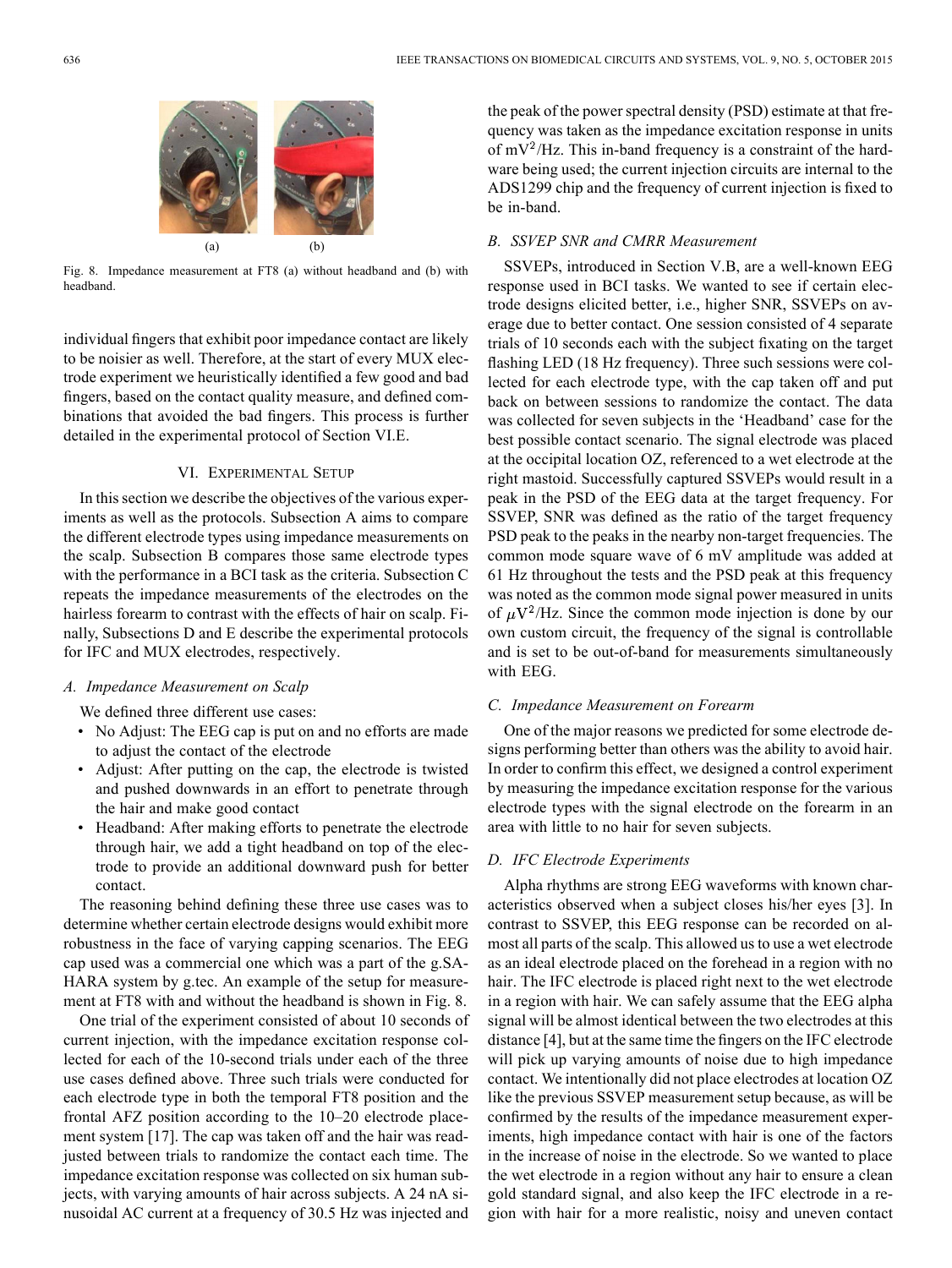Fig. 8. Impedance measurement at FT8 (a) without headband and (b) with headband.

individual fingers that exhibit poor impedance contact are likely to be noisier as well. Therefore, at the start of every MUX electrode experiment we heuristically identified a few good and bad fingers, based on the contact quality measure, and defined combinations that avoided the bad fingers. This process is further detailed in the experimental protocol of Section VI.E.

## VI. Experimental Setup

In this section we describe the objectives of the various experiments as well as the protocols. Subsection A aims to compare the different electrode types using impedance measurements on the scalp. Subsection B compares those same electrode types with the performance in a BCI task as the criteria. Subsection C repeats the impedance measurements of the electrodes on the hairless forearm to contrast with the effects of hair on scalp. Finally, Subsections D and E describe the experimental protocols for IFC and MUX electrodes, respectively.

### A. Impedance Measurement on Scalp

We defined three different use cases:

- No Adjust: The EEG cap is put on and no efforts are made to adjust the contact of the electrode
- Adjust: After putting on the cap, the electrode is twisted and pushed downwards in an effort to penetrate through the hair and make good contact
- Headband: After making efforts to penetrate the electrode through hair, we add a tight headband on top of the electrode to provide an additional downward push for better contact.

The reasoning behind defining these three use cases was to determine whether certain electrode designs would exhibit more robustness in the face of varying capping scenarios. The EEG cap used was a commercial one which was a part of the g.SAHARA system by g.tec. An example of the setup for measurement at FT8 with and without the headband is shown in Fig. 8.

One trial of the experiment consisted of about 10 seconds of current injection, with the impedance excitation response collected for each of the 10-second trials under each of the three use cases defined above. Three such trials were conducted for each electrode type in both the temporal FT8 position and the frontal AFZ position according to the 10–20 electrode placement system [17]. The cap was taken off and the hair was readjusted between trials to randomize the contact each time. The impedance excitation response was collected on six human subjects, with varying amounts of hair across subjects. A 24 nA sinusoidal AC current at a frequency of 30.5 Hz was injected and the peak of the power spectral density (PSD) estimate at that frequency was taken as the impedance excitation response in units of $\text{mV}^2/\text{Hz}$. This in-band frequency is a constraint of the hardware being used; the current injection circuits are internal to the ADS1299 chip and the frequency of current injection is fixed to be in-band.

### B. SSVEP SNR and CMRR Measurement

SSVEPs, introduced in Section V.B, are a well-known EEG response used in BCI tasks. We wanted to see if certain electrode designs elicited better, i.e., higher SNR, SSVEPs on average due to better contact. One session consisted of 4 separate trials of 10 seconds each with the subject fixating on the target flashing LED (18 Hz frequency). Three such sessions were collected for each electrode type, with the cap taken off and put back on between sessions to randomize the contact. The data was collected for seven subjects in the 'Headband' case for the best possible contact scenario. The signal electrode was placed at the occipital location OZ, referenced to a wet electrode at the right mastoid. Successfully captured SSVEPs would result in a peak in the PSD of the EEG data at the target frequency. For SSVEP, SNR was defined as the ratio of the target frequency PSD peak to the peaks in the nearby non-target frequencies. The common mode square wave of 6 mV amplitude was added at 61 Hz throughout the tests and the PSD peak at this frequency was noted as the common mode signal power measured in units of $\mu\text{V}^2/\text{Hz}$. Since the common mode injection is done by our own custom circuit, the frequency of the signal is controllable and is set to be out-of-band for measurements simultaneously with EEG.

### C. Impedance Measurement on Forearm

One of the major reasons we predicted for some electrode designs performing better than others was the ability to avoid hair. In order to confirm this effect, we designed a control experiment by measuring the impedance excitation response for the various electrode types with the signal electrode on the forearm in an area with little to no hair for seven subjects.

### D. IFC Electrode Experiments

Alpha rhythms are strong EEG waveforms with known characteristics observed when a subject closes his/her eyes [3]. In contrast to SSVEP, this EEG response can be recorded on almost all parts of the scalp. This allowed us to use a wet electrode as an ideal electrode placed on the forehead in a region with no hair. The IFC electrode is placed right next to the wet electrode in a region with hair. We can safely assume that the EEG alpha signal will be almost identical between the two electrodes at this distance [4], but at the same time the fingers on the IFC electrode will pick up varying amounts of noise due to high impedance contact. We intentionally did not place electrodes at location OZ like the previous SSVEP measurement setup because, as will be confirmed by the results of the impedance measurement experiments, high impedance contact with hair is one of the factors in the increase of noise in the electrode. So we wanted to place the wet electrode in a region without any hair to ensure a clean gold standard signal, and also keep the IFC electrode in a region with hair for a more realistic, noisy and uneven contact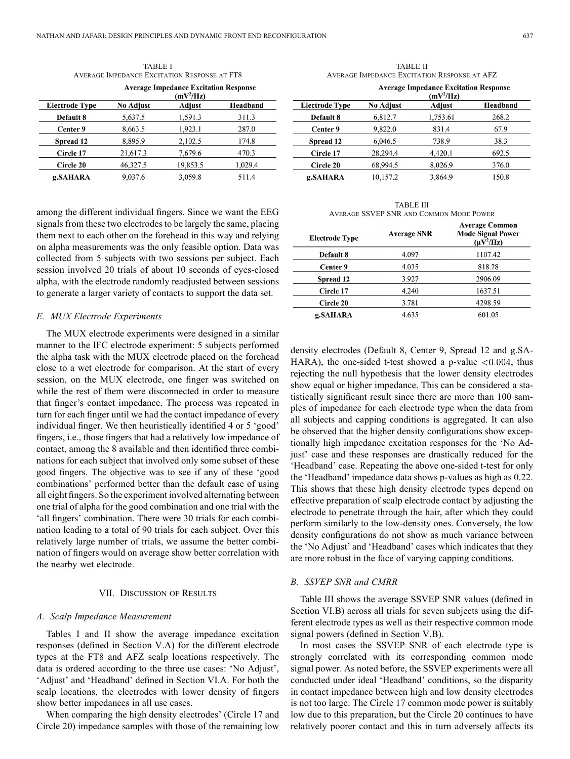TABLE I
AVERAGE IMPEDANCE EXCITATION RESPONSE AT FT8

| Electrode Type | Average Impedance Excitation Response ($mV^2/Hz$) | | |
|---|---|---|---|
| | No Adjust | Adjust | Headband |
| **Default 8** | 5,637.5 | 1,591.3 | 311.3 |
| **Center 9** | 8,663.5 | 1,923.1 | 287.0 |
| **Spread 12** | 8,895.9 | 2,102.5 | 174.8 |
| **Circle 17** | 21,617.3 | 7,679.6 | 470.3 |
| **Circle 20** | 46,327.5 | 19,853.5 | 1,029.4 |
| **g.SAHARA** | 9,037.6 | 3,059.8 | 511.4 |

TABLE II
AVERAGE IMPEDANCE EXCITATION RESPONSE AT AFZ

| Electrode Type | Average Impedance Excitation Response ($mV^2/Hz$) | | |
|---|---|---|---|
| | No Adjust | Adjust | Headband |
| **Default 8** | 6,812.7 | 1,753.61 | 268.2 |
| **Center 9** | 9,822.0 | 831.4 | 67.9 |
| **Spread 12** | 6,046.5 | 738.9 | 38.3 |
| **Circle 17** | 28,294.4 | 4,420.1 | 692.5 |
| **Circle 20** | 68,994.5 | 8,026.9 | 376.0 |
| **g.SAHARA** | 10,157.2 | 3,864.9 | 150.8 |

among the different individual fingers. Since we want the EEG signals from these two electrodes to be largely the same, placing them next to each other on the forehead in this way and relying on alpha measurements was the only feasible option. Data was collected from 5 subjects with two sessions per subject. Each session involved 20 trials of about 10 seconds of eyes-closed alpha, with the electrode randomly readjusted between sessions to generate a larger variety of contacts to support the data set.

### *E. MUX Electrode Experiments*

The MUX electrode experiments were designed in a similar manner to the IFC electrode experiment: 5 subjects performed the alpha task with the MUX electrode placed on the forehead close to a wet electrode for comparison. At the start of every session, on the MUX electrode, one finger was switched on while the rest of them were disconnected in order to measure that finger's contact impedance. The process was repeated in turn for each finger until we had the contact impedance of every individual finger. We then heuristically identified 4 or 5 'good' fingers, i.e., those fingers that had a relatively low impedance of contact, among the 8 available and then identified three combinations for each subject that involved only some subset of these good fingers. The objective was to see if any of these 'good combinations' performed better than the default case of using all eight fingers. So the experiment involved alternating between one trial of alpha for the good combination and one trial with the 'all fingers' combination. There were 30 trials for each combination leading to a total of 90 trials for each subject. Over this relatively large number of trials, we assume the better combination of fingers would on average show better correlation with the nearby wet electrode.

## VII. DISCUSSION OF RESULTS

### *A. Scalp Impedance Measurement*

Tables I and II show the average impedance excitation responses (defined in Section V.A) for the different electrode types at the FT8 and AFZ scalp locations respectively. The data is ordered according to the three use cases: 'No Adjust', 'Adjust' and 'Headband' defined in Section VI.A. For both the scalp locations, the electrodes with lower density of fingers show better impedances in all use cases.

When comparing the high density electrodes' (Circle 17 and Circle 20) impedance samples with those of the remaining low density electrodes (Default 8, Center 9, Spread 12 and g.SAHARA), the one-sided t-test showed a p-value $<0.004$, thus rejecting the null hypothesis that the lower density electrodes show equal or higher impedance. This can be considered a statistically significant result since there are more than 100 samples of impedance for each electrode type when the data from all subjects and capping conditions is aggregated. It can also be observed that the higher density configurations show exceptionally high impedance excitation responses for the 'No Adjust' case and these responses are drastically reduced for the 'Headband' case. Repeating the above one-sided t-test for only the 'Headband' impedance data shows p-values as high as 0.22. This shows that these high density electrode types depend on effective preparation of scalp electrode contact by adjusting the electrode to penetrate through the hair, after which they could perform similarly to the low-density ones. Conversely, the low density configurations do not show as much variance between the 'No Adjust' and 'Headband' cases which indicates that they are more robust in the face of varying capping conditions.

TABLE III
AVERAGE SSVEP SNR AND COMMON MODE POWER

| Electrode Type | Average SNR | Average Common Mode Signal Power ($\mu V^2/Hz$) |
|---|---|---|
| **Default 8** | 4.097 | 1107.42 |
| **Center 9** | 4.035 | 818.28 |
| **Spread 12** | 3.927 | 2906.09 |
| **Circle 17** | 4.240 | 1637.51 |
| **Circle 20** | 3.781 | 4298.59 |
| **g.SAHARA** | 4.635 | 601.05 |

### *B. SSVEP SNR and CMRR*

Table III shows the average SSVEP SNR values (defined in Section VI.B) across all trials for seven subjects using the different electrode types as well as their respective common mode signal powers (defined in Section V.B).

In most cases the SSVEP SNR of each electrode type is strongly correlated with its corresponding common mode signal power. As noted before, the SSVEP experiments were all conducted under ideal 'Headband' conditions, so the disparity in contact impedance between high and low density electrodes is not too large. The Circle 17 common mode power is suitably low due to this preparation, but the Circle 20 continues to have relatively poorer contact and this in turn adversely affects its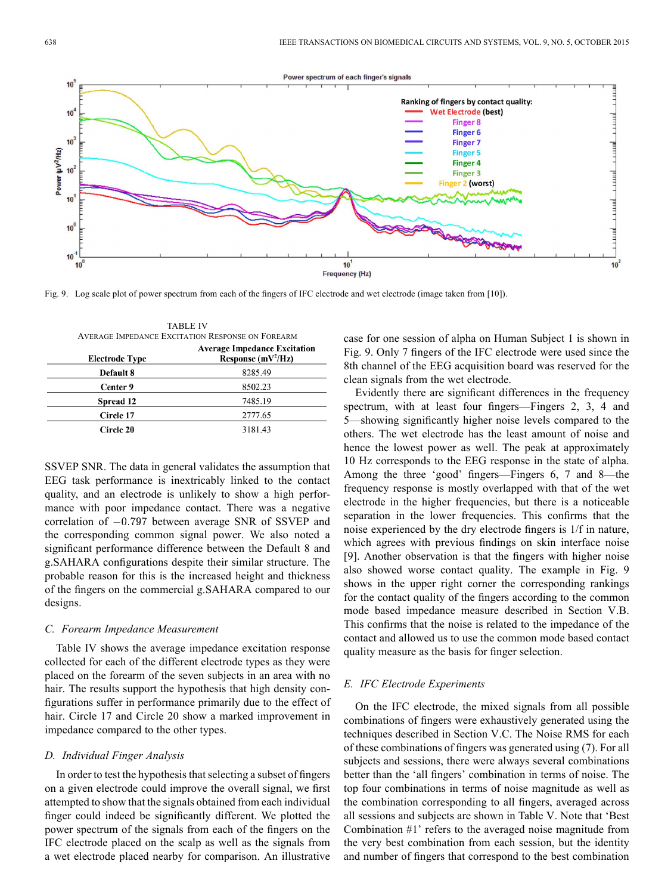Fig. 9. Log scale plot of power spectrum from each of the fingers of IFC electrode and wet electrode (image taken from [10]).

TABLE IV
AVERAGE IMPEDANCE EXCITATION RESPONSE ON FOREARM

| Electrode Type | Average Impedance Excitation Response (mV$^2$/Hz) |
|---|---|
| Default 8 | 8285.49 |
| Center 9 | 8502.23 |
| Spread 12 | 7485.19 |
| Circle 17 | 2777.65 |
| Circle 20 | 3181.43 |

SSVEP SNR. The data in general validates the assumption that EEG task performance is inextricably linked to the contact quality, and an electrode is unlikely to show a high performance with poor impedance contact. There was a negative correlation of $-0.797$ between average SNR of SSVEP and the corresponding common signal power. We also noted a significant performance difference between the Default 8 and g.SAHARA configurations despite their similar structure. The probable reason for this is the increased height and thickness of the fingers on the commercial g.SAHARA compared to our designs.

### C. Forearm Impedance Measurement

Table IV shows the average impedance excitation response collected for each of the different electrode types as they were placed on the forearm of the seven subjects in an area with no hair. The results support the hypothesis that high density configurations suffer in performance primarily due to the effect of hair. Circle 17 and Circle 20 show a marked improvement in impedance compared to the other types.

### D. Individual Finger Analysis

In order to test the hypothesis that selecting a subset of fingers on a given electrode could improve the overall signal, we first attempted to show that the signals obtained from each individual finger could indeed be significantly different. We plotted the power spectrum of the signals from each of the fingers on the IFC electrode placed on the scalp as well as the signals from a wet electrode placed nearby for comparison. An illustrative case for one session of alpha on Human Subject 1 is shown in Fig. 9. Only 7 fingers of the IFC electrode were used since the 8th channel of the EEG acquisition board was reserved for the clean signals from the wet electrode.

Evidently there are significant differences in the frequency spectrum, with at least four fingers—Fingers 2, 3, 4 and 5—showing significantly higher noise levels compared to the others. The wet electrode has the least amount of noise and hence the lowest power as well. The peak at approximately 10 Hz corresponds to the EEG response in the state of alpha. Among the three 'good' fingers—Fingers 6, 7 and 8—the frequency response is mostly overlapped with that of the wet electrode in the higher frequencies, but there is a noticeable separation in the lower frequencies. This confirms that the noise experienced by the dry electrode fingers is 1/f in nature, which agrees with previous findings on skin interface noise [9]. Another observation is that the fingers with higher noise also showed worse contact quality. The example in Fig. 9 shows in the upper right corner the corresponding rankings for the contact quality of the fingers according to the common mode based impedance measure described in Section V.B. This confirms that the noise is related to the impedance of the contact and allowed us to use the common mode based contact quality measure as the basis for finger selection.

### E. IFC Electrode Experiments

On the IFC electrode, the mixed signals from all possible combinations of fingers were exhaustively generated using the techniques described in Section V.C. The Noise RMS for each of these combinations of fingers was generated using (7). For all subjects and sessions, there were always several combinations better than the 'all fingers' combination in terms of noise. The top four combinations in terms of noise magnitude as well as the combination corresponding to all fingers, averaged across all sessions and subjects are shown in Table V. Note that 'Best Combination #1' refers to the averaged noise magnitude from the very best combination from each session, but the identity and number of fingers that correspond to the best combination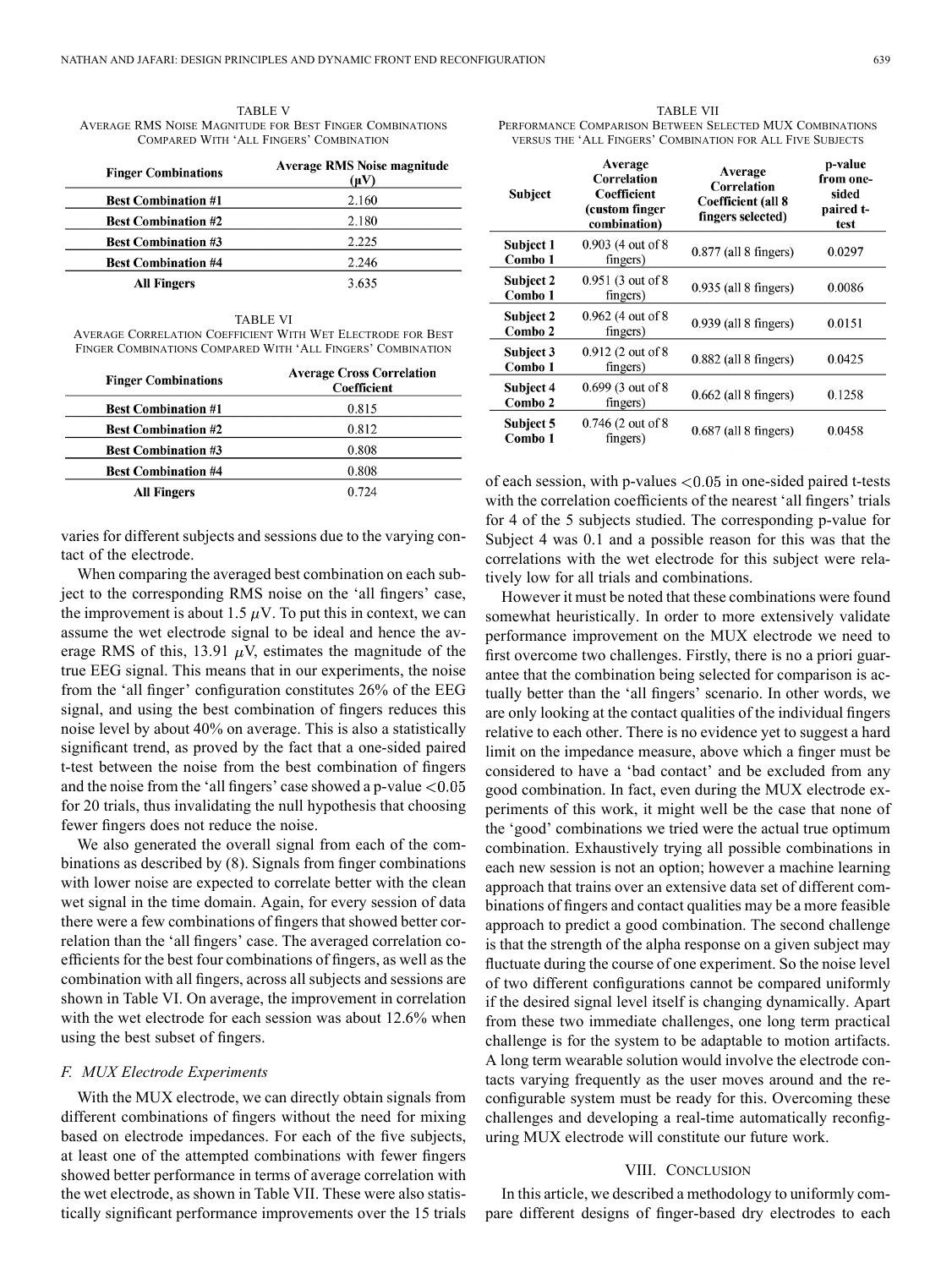TABLE V
AVERAGE RMS NOISE MAGNITUDE FOR BEST FINGER COMBINATIONS COMPARED WITH 'ALL FINGERS' COMBINATION

| Finger Combinations | Average RMS Noise magnitude (μV) |
| --- | --- |
| Best Combination #1 | 2.160 |
| Best Combination #2 | 2.180 |
| Best Combination #3 | 2.225 |
| Best Combination #4 | 2.246 |
| All Fingers | 3.635 |

TABLE VI
AVERAGE CORRELATION COEFFICIENT WITH WET ELECTRODE FOR BEST FINGER COMBINATIONS COMPARED WITH 'ALL FINGERS' COMBINATION

| Finger Combinations | Average Cross Correlation Coefficient |
| --- | --- |
| Best Combination #1 | 0.815 |
| Best Combination #2 | 0.812 |
| Best Combination #3 | 0.808 |
| Best Combination #4 | 0.808 |
| All Fingers | 0.724 |

varies for different subjects and sessions due to the varying contact of the electrode.

When comparing the averaged best combination on each subject to the corresponding RMS noise on the 'all fingers' case, the improvement is about 1.5 $\mu$V. To put this in context, we can assume the wet electrode signal to be ideal and hence the average RMS of this, 13.91 $\mu$V, estimates the magnitude of the true EEG signal. This means that in our experiments, the noise from the 'all finger' configuration constitutes 26% of the EEG signal, and using the best combination of fingers reduces this noise level by about 40% on average. This is also a statistically significant trend, as proved by the fact that a one-sided paired t-test between the noise from the best combination of fingers and the noise from the 'all fingers' case showed a p-value $<0.05$ for 20 trials, thus invalidating the null hypothesis that choosing fewer fingers does not reduce the noise.

We also generated the overall signal from each of the combinations as described by (8). Signals from finger combinations with lower noise are expected to correlate better with the clean wet signal in the time domain. Again, for every session of data there were a few combinations of fingers that showed better correlation than the 'all fingers' case. The averaged correlation coefficients for the best four combinations of fingers, as well as the combination with all fingers, across all subjects and sessions are shown in Table VI. On average, the improvement in correlation with the wet electrode for each session was about 12.6% when using the best subset of fingers.

### F. MUX Electrode Experiments

With the MUX electrode, we can directly obtain signals from different combinations of fingers without the need for mixing based on electrode impedances. For each of the five subjects, at least one of the attempted combinations with fewer fingers showed better performance in terms of average correlation with the wet electrode, as shown in Table VII. These were also statistically significant performance improvements over the 15 trials

TABLE VII
PERFORMANCE COMPARISON BETWEEN SELECTED MUX COMBINATIONS VERSUS THE 'ALL FINGERS' COMBINATION FOR ALL FIVE SUBJECTS

| Subject | Average Correlation Coefficient (custom finger combination) | Average Correlation Coefficient (all 8 fingers selected) | p-value from one-sided paired t-test |
| --- | --- | --- | --- |
| Subject 1 Combo 1 | 0.903 (4 out of 8 fingers) | 0.877 (all 8 fingers) | 0.0297 |
| Subject 2 Combo 1 | 0.951 (3 out of 8 fingers) | 0.935 (all 8 fingers) | 0.0086 |
| Subject 2 Combo 2 | 0.962 (4 out of 8 fingers) | 0.939 (all 8 fingers) | 0.0151 |
| Subject 3 Combo 1 | 0.912 (2 out of 8 fingers) | 0.882 (all 8 fingers) | 0.0425 |
| Subject 4 Combo 2 | 0.699 (3 out of 8 fingers) | 0.662 (all 8 fingers) | 0.1258 |
| Subject 5 Combo 1 | 0.746 (2 out of 8 fingers) | 0.687 (all 8 fingers) | 0.0458 |

of each session, with p-values $<0.05$ in one-sided paired t-tests with the correlation coefficients of the nearest 'all fingers' trials for 4 of the 5 subjects studied. The corresponding p-value for Subject 4 was 0.1 and a possible reason for this was that the correlations with the wet electrode for this subject were relatively low for all trials and combinations.

However it must be noted that these combinations were found somewhat heuristically. In order to more extensively validate performance improvement on the MUX electrode we need to first overcome two challenges. Firstly, there is no a priori guarantee that the combination being selected for comparison is actually better than the 'all fingers' scenario. In other words, we are only looking at the contact qualities of the individual fingers relative to each other. There is no evidence yet to suggest a hard limit on the impedance measure, above which a finger must be considered to have a 'bad contact' and be excluded from any good combination. In fact, even during the MUX electrode experiments of this work, it might well be the case that none of the 'good' combinations we tried were the actual true optimum combination. Exhaustively trying all possible combinations in each new session is not an option; however a machine learning approach that trains over an extensive data set of different combinations of fingers and contact qualities may be a more feasible approach to predict a good combination. The second challenge is that the strength of the alpha response on a given subject may fluctuate during the course of one experiment. So the noise level of two different configurations cannot be compared uniformly if the desired signal level itself is changing dynamically. Apart from these two immediate challenges, one long term practical challenge is for the system to be adaptable to motion artifacts. A long term wearable solution would involve the electrode contacts varying frequently as the user moves around and the reconfigurable system must be ready for this. Overcoming these challenges and developing a real-time automatically reconfiguring MUX electrode will constitute our future work.

## VIII. CONCLUSION

In this article, we described a methodology to uniformly compare different designs of finger-based dry electrodes to each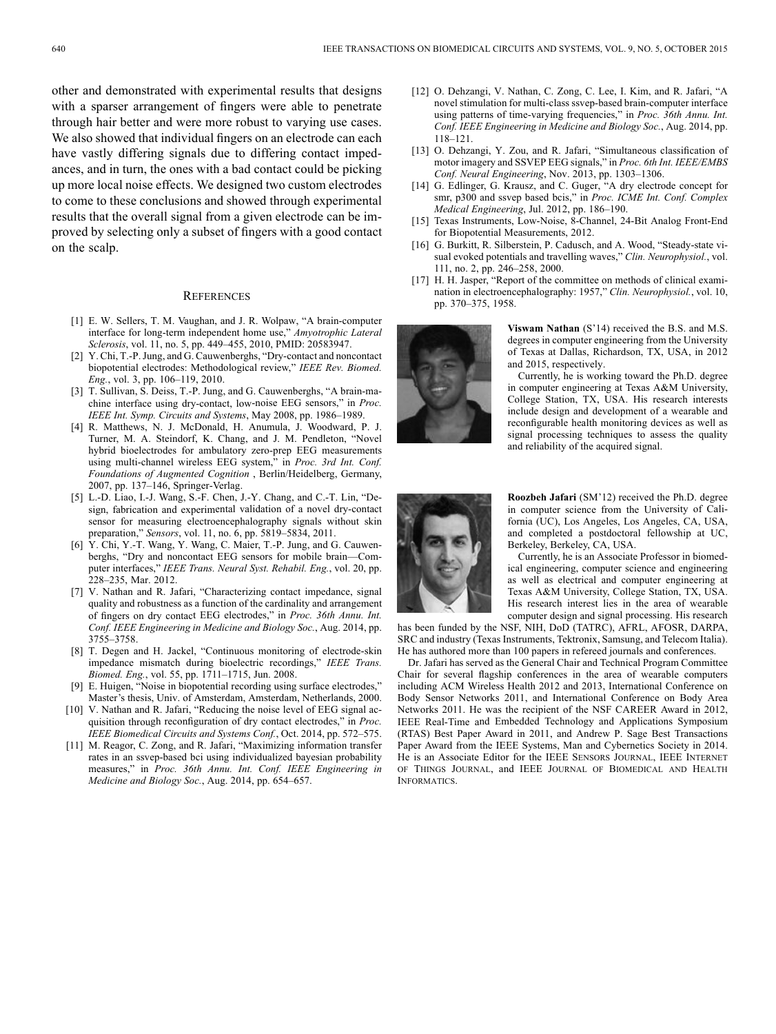other and demonstrated with experimental results that designs with a sparser arrangement of fingers were able to penetrate through hair better and were more robust to varying use cases. We also showed that individual fingers on an electrode can each have vastly differing signals due to differing contact impedances, and in turn, the ones with a bad contact could be picking up more local noise effects. We designed two custom electrodes to come to these conclusions and showed through experimental results that the overall signal from a given electrode can be improved by selecting only a subset of fingers with a good contact on the scalp.

## References

[1] E. W. Sellers, T. M. Vaughan, and J. R. Wolpaw, "A brain-computer interface for long-term independent home use," *Amyotrophic Lateral Sclerosis*, vol. 11, no. 5, pp. 449–455, 2010, PMID: 20583947.

[2] Y. Chi, T.-P. Jung, and G. Cauwenberghs, "Dry-contact and noncontact biopotential electrodes: Methodological review," *IEEE Rev. Biomed. Eng.*, vol. 3, pp. 106–119, 2010.

[3] T. Sullivan, S. Deiss, T.-P. Jung, and G. Cauwenberghs, "A brain-machine interface using dry-contact, low-noise EEG sensors," in *Proc. IEEE Int. Symp. Circuits and Systems*, May 2008, pp. 1986–1989.

[4] R. Matthews, N. J. McDonald, H. Anumula, J. Woodward, P. J. Turner, M. A. Steindorf, K. Chang, and J. M. Pendleton, "Novel hybrid bioelectrodes for ambulatory zero-prep EEG measurements using multi-channel wireless EEG system," in *Proc. 3rd Int. Conf. Foundations of Augmented Cognition*, Berlin/Heidelberg, Germany, 2007, pp. 137–146, Springer-Verlag.

[5] L.-D. Liao, I.-J. Wang, S.-F. Chen, J.-Y. Chang, and C.-T. Lin, "Design, fabrication and experimental validation of a novel dry-contact sensor for measuring electroencephalography signals without skin preparation," *Sensors*, vol. 11, no. 6, pp. 5819–5834, 2011.

[6] Y. Chi, Y.-T. Wang, Y. Wang, C. Maier, T.-P. Jung, and G. Cauwenberghs, "Dry and noncontact EEG sensors for mobile brain—Computer interfaces," *IEEE Trans. Neural Syst. Rehabil. Eng.*, vol. 20, pp. 228–235, Mar. 2012.

[7] V. Nathan and R. Jafari, "Characterizing contact impedance, signal quality and robustness as a function of the cardinality and arrangement of fingers on dry contact EEG electrodes," in *Proc. 36th Annu. Int. Conf. IEEE Engineering in Medicine and Biology Soc.*, Aug. 2014, pp. 3755–3758.

[8] T. Degen and H. Jackel, "Continuous monitoring of electrode-skin impedance mismatch during bioelectric recordings," *IEEE Trans. Biomed. Eng.*, vol. 55, pp. 1711–1715, Jun. 2008.

[9] E. Huigen, "Noise in biopotential recording using surface electrodes," Master's thesis, Univ. of Amsterdam, Amsterdam, Netherlands, 2000.

[10] V. Nathan and R. Jafari, "Reducing the noise level of EEG signal acquisition through reconfiguration of dry contact electrodes," in *Proc. IEEE Biomedical Circuits and Systems Conf.*, Oct. 2014, pp. 572–575.

[11] M. Reagor, C. Zong, and R. Jafari, "Maximizing information transfer rates in an ssvep-based bci using individualized bayesian probability measures," in *Proc. 36th Annu. Int. Conf. IEEE Engineering in Medicine and Biology Soc.*, Aug. 2014, pp. 654–657.

[12] O. Dehzangi, V. Nathan, C. Zong, C. Lee, I. Kim, and R. Jafari, "A novel stimulation for multi-class ssvep-based brain-computer interface using patterns of time-varying frequencies," in *Proc. 36th Annu. Int. Conf. IEEE Engineering in Medicine and Biology Soc.*, Aug. 2014, pp. 118–121.

[13] O. Dehzangi, Y. Zou, and R. Jafari, "Simultaneous classification of motor imagery and SSVEP EEG signals," in *Proc. 6th Int. IEEE/EMBS Conf. Neural Engineering*, Nov. 2013, pp. 1303–1306.

[14] G. Edlinger, G. Krausz, and C. Guger, "A dry electrode concept for smr, p300 and ssvep based bcis," in *Proc. ICME Int. Conf. Complex Medical Engineering*, Jul. 2012, pp. 186–190.

[15] Texas Instruments, Low-Noise, 8-Channel, 24-Bit Analog Front-End for Biopotential Measurements, 2012.

[16] G. Burkitt, R. Silberstein, P. Cadusch, and A. Wood, "Steady-state visual evoked potentials and travelling waves," *Clin. Neurophysiol.*, vol. 111, no. 2, pp. 246–258, 2000.

[17] H. H. Jasper, "Report of the committee on methods of clinical examination in electroencephalography: 1957," *Clin. Neurophysiol.*, vol. 10, pp. 370–375, 1958.

**Viswam Nathan** (S'14) received the B.S. and M.S. degrees in computer engineering from the University of Texas at Dallas, Richardson, TX, USA, in 2012 and 2015, respectively.

Currently, he is working toward the Ph.D. degree in computer engineering at Texas A&M University, College Station, TX, USA. His research interests include design and development of a wearable and reconfigurable health monitoring devices as well as signal processing techniques to assess the quality and reliability of the acquired signal.

**Roozbeh Jafari** (SM'12) received the Ph.D. degree in computer science from the University of California (UC), Los Angeles, Los Angeles, CA, USA, and completed a postdoctoral fellowship at UC, Berkeley, Berkeley, CA, USA.

Currently, he is an Associate Professor in biomedical engineering, computer science and engineering as well as electrical and computer engineering at Texas A&M University, College Station, TX, USA. His research interest lies in the area of wearable computer design and signal processing. His research has been funded by the NSF, NIH, DoD (TATRC), AFRL, AFOSR, DARPA, SRC and industry (Texas Instruments, Tektronix, Samsung, and Telecom Italia). He has authored more than 100 papers in refereed journals and conferences.

Dr. Jafari has served as the General Chair and Technical Program Committee Chair for several flagship conferences in the area of wearable computers including ACM Wireless Health 2012 and 2013, International Conference on Body Sensor Networks 2011, and International Conference on Body Area Networks 2011. He was the recipient of the NSF CAREER Award in 2012, IEEE Real-Time and Embedded Technology and Applications Symposium (RTAS) Best Paper Award in 2011, and Andrew P. Sage Best Transactions Paper Award from the IEEE Systems, Man and Cybernetics Society in 2014. He is an Associate Editor for the IEEE Sensors Journal, IEEE Internet of Things Journal, and IEEE Journal of Biomedical and Health Informatics.